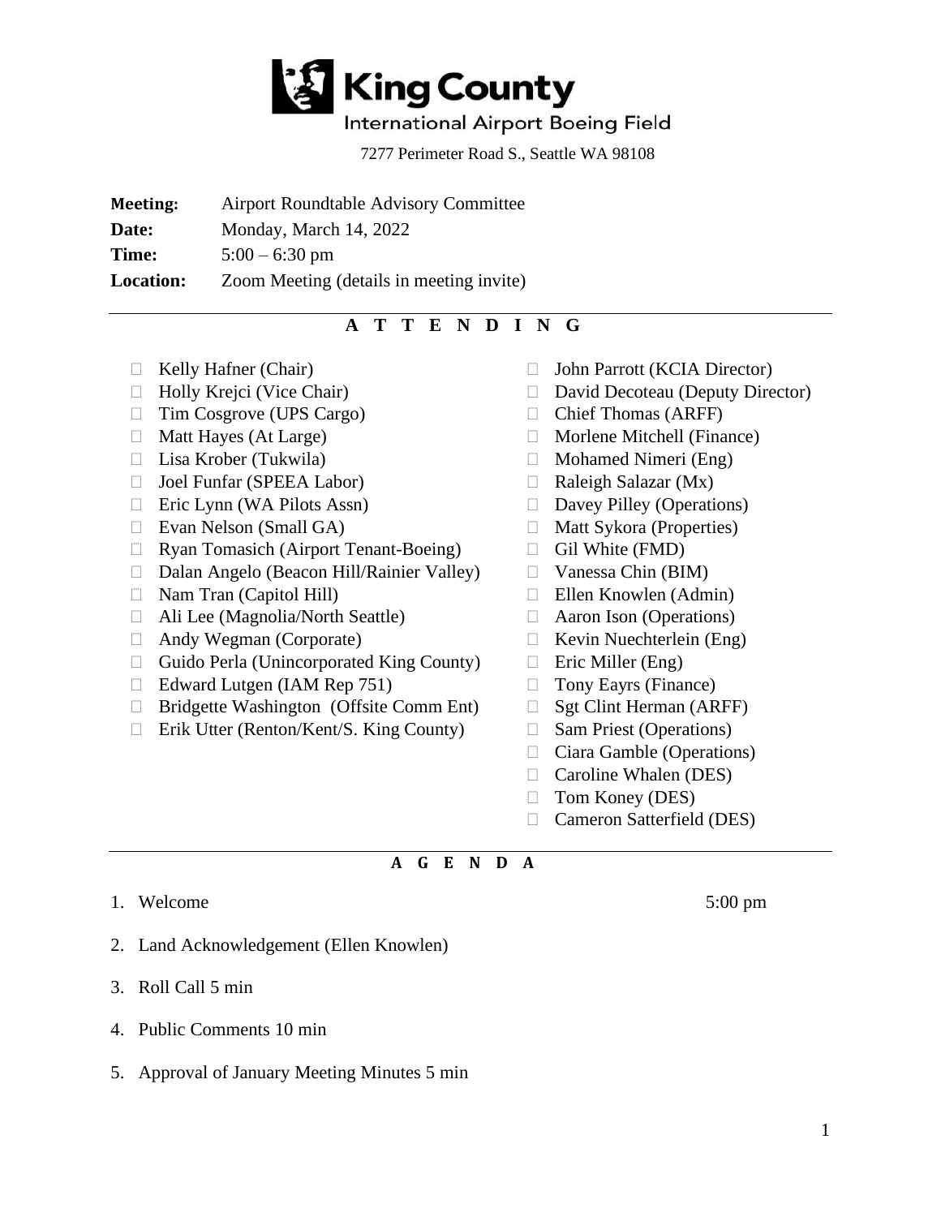# King County

International Airport Boeing Field

7277 Perimeter Road S., Seattle WA 98108

**Meeting:** Airport Roundtable Advisory Committee

**Date:** Monday, March 14, 2022

**Time:** 5:00 – 6:30 pm

**Location:** Zoom Meeting (details in meeting invite)

## A T T E N D I N G

- Kelly Hafner (Chair)
- Holly Krejci (Vice Chair)
- Tim Cosgrove (UPS Cargo)
- Matt Hayes (At Large)
- Lisa Krober (Tukwila)
- Joel Funfar (SPEEA Labor)
- Eric Lynn (WA Pilots Assn)
- Evan Nelson (Small GA)
- Ryan Tomasich (Airport Tenant-Boeing)
- Dalan Angelo (Beacon Hill/Rainier Valley)
- Nam Tran (Capitol Hill)
- Ali Lee (Magnolia/North Seattle)
- Andy Wegman (Corporate)
- Guido Perla (Unincorporated King County)
- Edward Lutgen (IAM Rep 751)
- Bridgette Washington (Offsite Comm Ent)
- Erik Utter (Renton/Kent/S. King County)
- John Parrott (KCIA Director)
- David Decoteau (Deputy Director)
- Chief Thomas (ARFF)
- Morlene Mitchell (Finance)
- Mohamed Nimeri (Eng)
- Raleigh Salazar (Mx)
- Davey Pilley (Operations)
- Matt Sykora (Properties)
- Gil White (FMD)
- Vanessa Chin (BIM)
- Ellen Knowlen (Admin)
- Aaron Ison (Operations)
- Kevin Nuechterlein (Eng)
- Eric Miller (Eng)
- Tony Eayrs (Finance)
- Sgt Clint Herman (ARFF)
- Sam Priest (Operations)
- Ciara Gamble (Operations)
- Caroline Whalen (DES)
- Tom Koney (DES)
- Cameron Satterfield (DES)

## A G E N D A

1. Welcome 5:00 pm
2. Land Acknowledgement (Ellen Knowlen)
3. Roll Call 5 min
4. Public Comments 10 min
5. Approval of January Meeting Minutes 5 min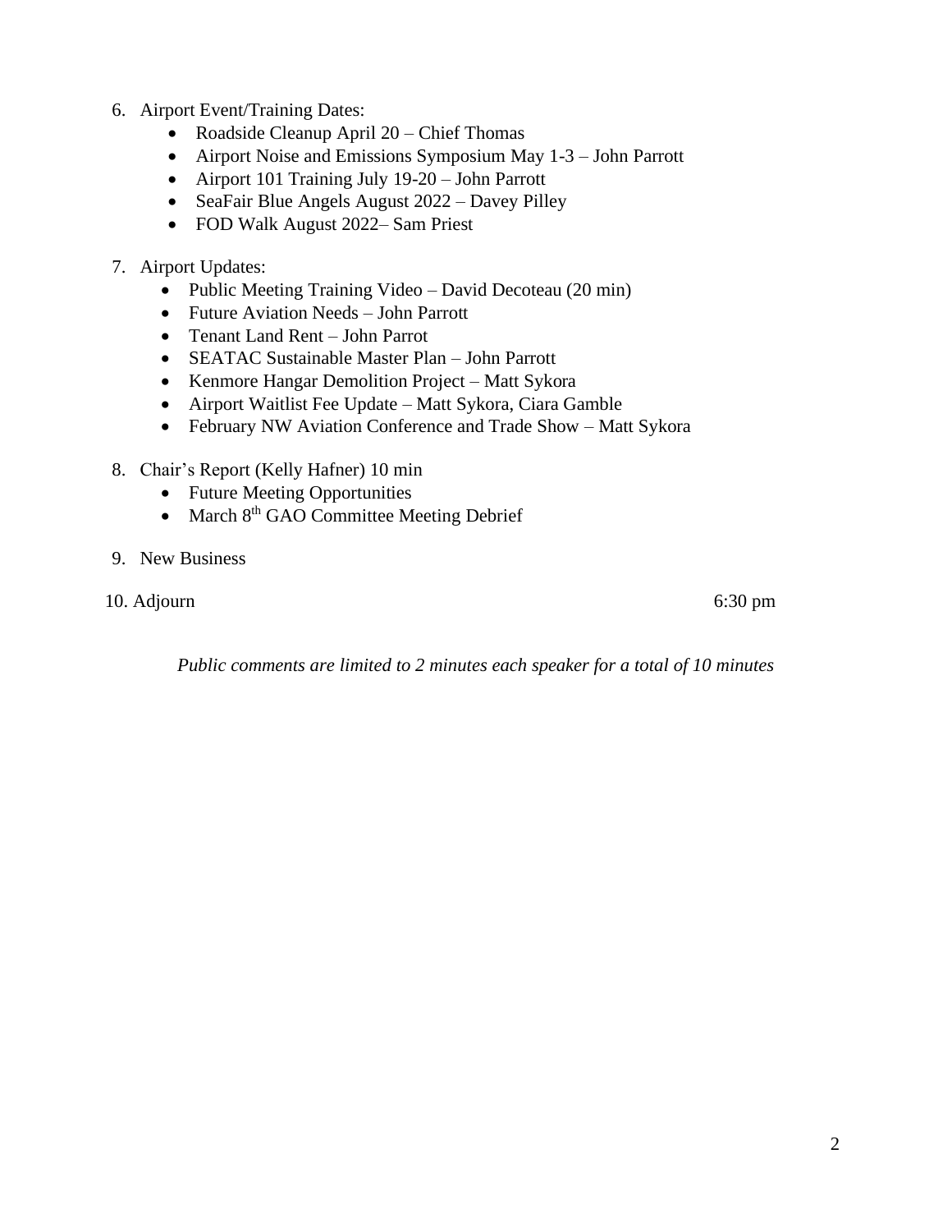6. Airport Event/Training Dates:
   - Roadside Cleanup April 20 – Chief Thomas
   - Airport Noise and Emissions Symposium May 1-3 – John Parrott
   - Airport 101 Training July 19-20 – John Parrott
   - SeaFair Blue Angels August 2022 – Davey Pilley
   - FOD Walk August 2022– Sam Priest

7. Airport Updates:
   - Public Meeting Training Video – David Decoteau (20 min)
   - Future Aviation Needs – John Parrott
   - Tenant Land Rent – John Parrot
   - SEATAC Sustainable Master Plan – John Parrott
   - Kenmore Hangar Demolition Project – Matt Sykora
   - Airport Waitlist Fee Update – Matt Sykora, Ciara Gamble
   - February NW Aviation Conference and Trade Show – Matt Sykora

8. Chair's Report (Kelly Hafner) 10 min
   - Future Meeting Opportunities
   - March 8th GAO Committee Meeting Debrief

9. New Business

10. Adjourn 6:30 pm

*Public comments are limited to 2 minutes each speaker for a total of 10 minutes*